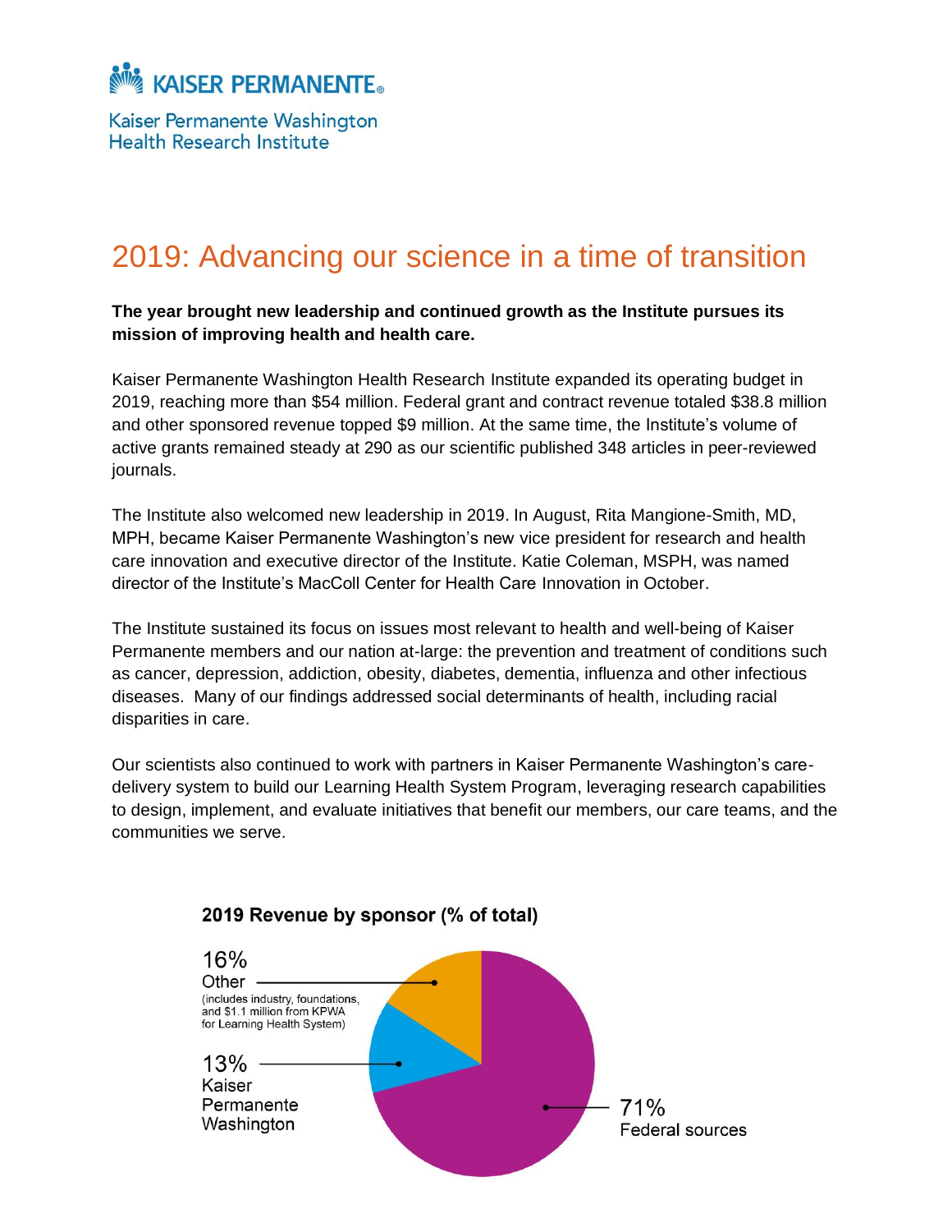KAISER PERMANENTE®

Kaiser Permanente Washington
Health Research Institute

# 2019: Advancing our science in a time of transition

**The year brought new leadership and continued growth as the Institute pursues its mission of improving health and health care.**

Kaiser Permanente Washington Health Research Institute expanded its operating budget in 2019, reaching more than $54 million. Federal grant and contract revenue totaled $38.8 million and other sponsored revenue topped $9 million. At the same time, the Institute's volume of active grants remained steady at 290 as our scientific published 348 articles in peer-reviewed journals.

The Institute also welcomed new leadership in 2019. In August, Rita Mangione-Smith, MD, MPH, became Kaiser Permanente Washington's new vice president for research and health care innovation and executive director of the Institute. Katie Coleman, MSPH, was named director of the Institute's MacColl Center for Health Care Innovation in October.

The Institute sustained its focus on issues most relevant to health and well-being of Kaiser Permanente members and our nation at-large: the prevention and treatment of conditions such as cancer, depression, addiction, obesity, diabetes, dementia, influenza and other infectious diseases. Many of our findings addressed social determinants of health, including racial disparities in care.

Our scientists also continued to work with partners in Kaiser Permanente Washington's care-delivery system to build our Learning Health System Program, leveraging research capabilities to design, implement, and evaluate initiatives that benefit our members, our care teams, and the communities we serve.

**2019 Revenue by sponsor (% of total)**

- 16% Other (includes industry, foundations, and $1.1 million from KPWA for Learning Health System)
- 13% Kaiser Permanente Washington
- 71% Federal sources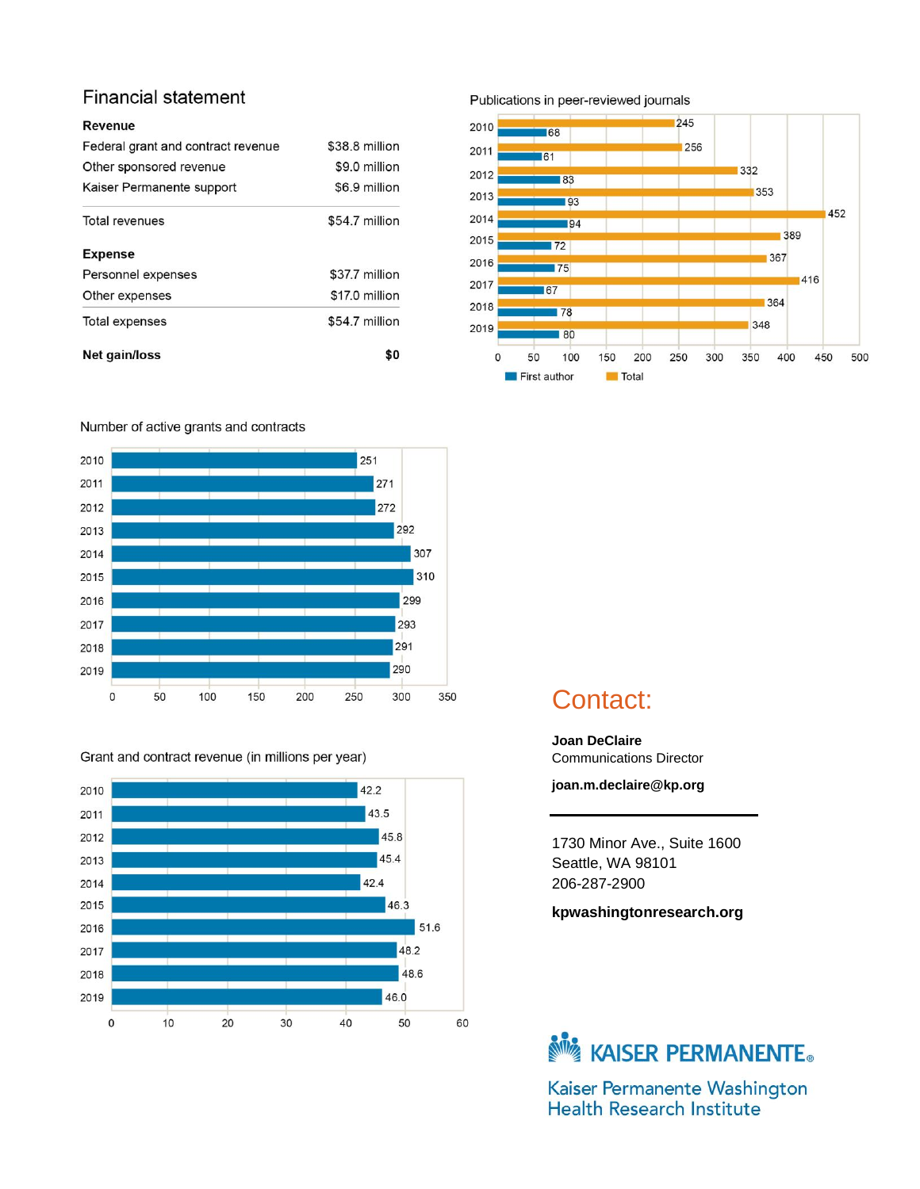## Financial statement

| | |
|---|---|
| **Revenue** | |
| Federal grant and contract revenue | $38.8 million |
| Other sponsored revenue | $9.0 million |
| Kaiser Permanente support | $6.9 million |
| Total revenues | $54.7 million |
| **Expense** | |
| Personnel expenses | $37.7 million |
| Other expenses | $17.0 million |
| Total expenses | $54.7 million |
| **Net gain/loss** | **$0** |

Publications in peer-reviewed journals

2010 245 68
2011 256 61
2012 332 83
2013 353 93
2014 452 94
2015 389 72
2016 367 75
2017 416 67
2018 364 78
2019 348 80

0 50 100 150 200 250 300 350 400 450 500

First author Total

Number of active grants and contracts

2010 251
2011 271
2012 272
2013 292
2014 307
2015 310
2016 299
2017 293
2018 291
2019 290

0 50 100 150 200 250 300 350

Grant and contract revenue (in millions per year)

2010 42.2
2011 43.5
2012 45.8
2013 45.4
2014 42.4
2015 46.3
2016 51.6
2017 48.2
2018 48.6
2019 46.0

0 10 20 30 40 50 60

## Contact:

**Joan DeClaire**
Communications Director

**joan.m.declaire@kp.org**

1730 Minor Ave., Suite 1600
Seattle, WA 98101
206-287-2900

**kpwashingtonresearch.org**

KAISER PERMANENTE®

Kaiser Permanente Washington Health Research Institute